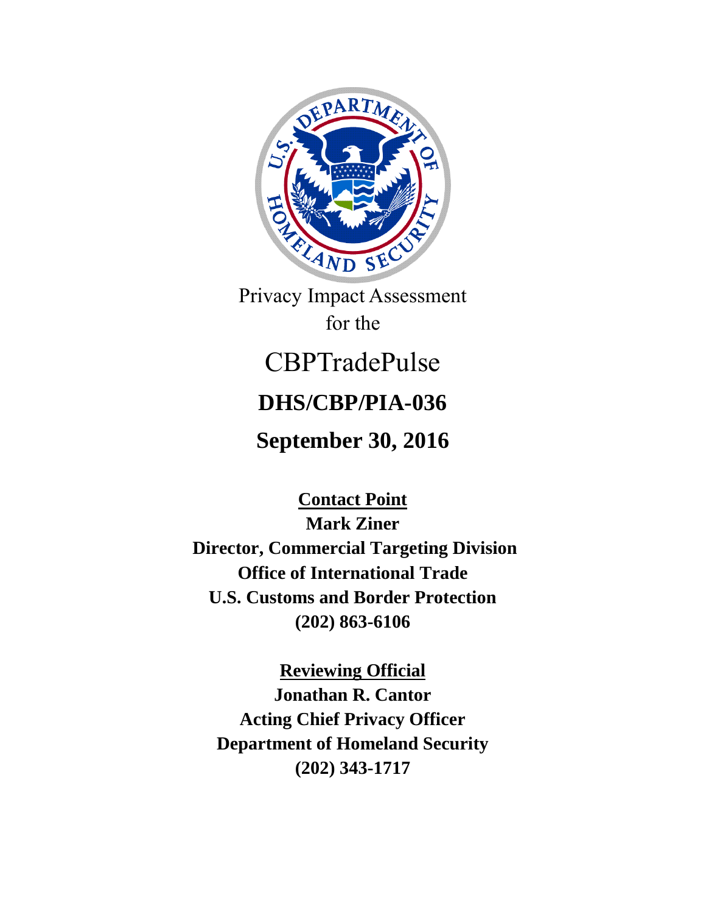Privacy Impact Assessment

for the

# CBPTradePulse

## DHS/CBP/PIA-036

## September 30, 2016

**Contact Point**

**Mark Ziner**

**Director, Commercial Targeting Division**

**Office of International Trade**

**U.S. Customs and Border Protection**

**(202) 863-6106**

**Reviewing Official**

**Jonathan R. Cantor**

**Acting Chief Privacy Officer**

**Department of Homeland Security**

**(202) 343-1717**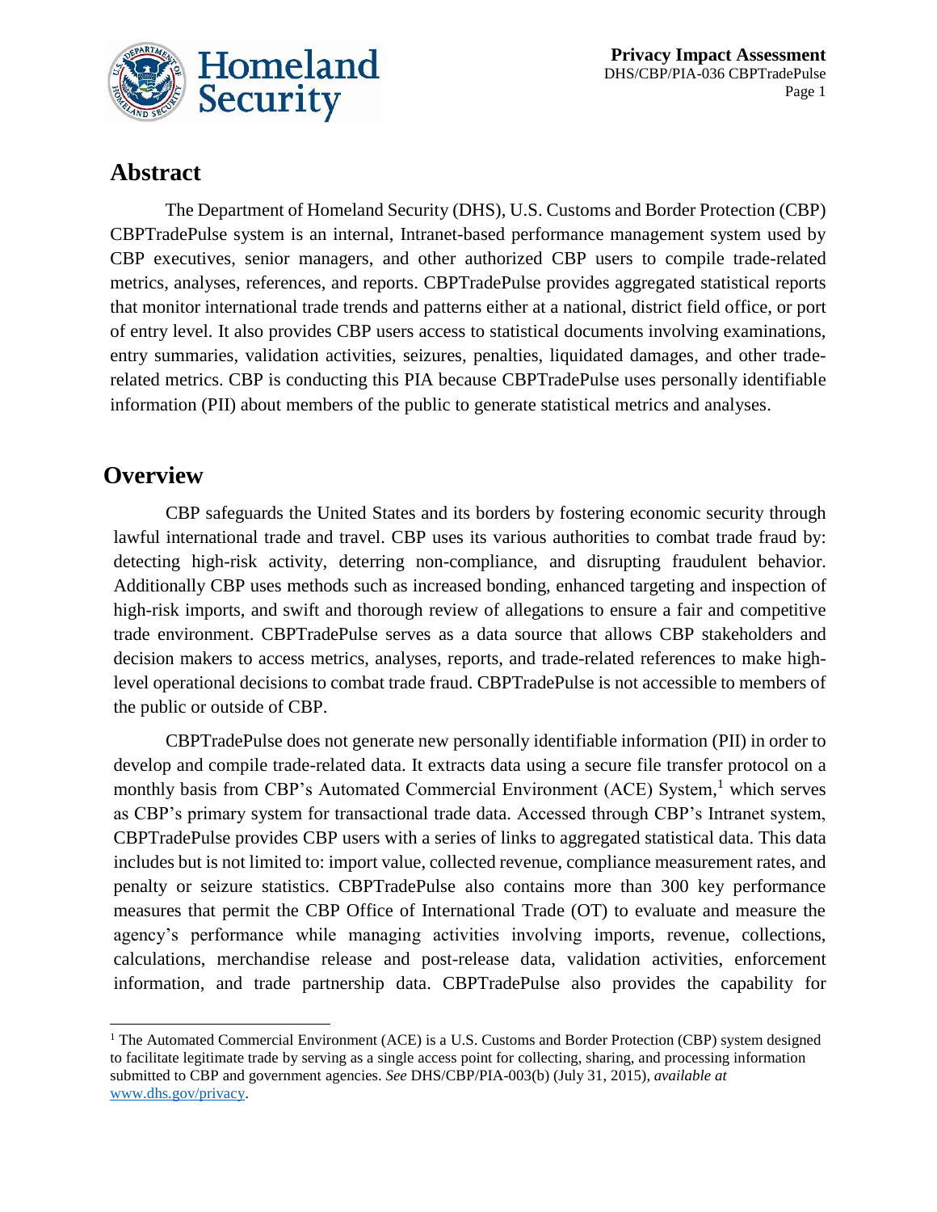## Abstract

The Department of Homeland Security (DHS), U.S. Customs and Border Protection (CBP) CBPTradePulse system is an internal, Intranet-based performance management system used by CBP executives, senior managers, and other authorized CBP users to compile trade-related metrics, analyses, references, and reports. CBPTradePulse provides aggregated statistical reports that monitor international trade trends and patterns either at a national, district field office, or port of entry level. It also provides CBP users access to statistical documents involving examinations, entry summaries, validation activities, seizures, penalties, liquidated damages, and other trade-related metrics. CBP is conducting this PIA because CBPTradePulse uses personally identifiable information (PII) about members of the public to generate statistical metrics and analyses.

## Overview

CBP safeguards the United States and its borders by fostering economic security through lawful international trade and travel. CBP uses its various authorities to combat trade fraud by: detecting high-risk activity, deterring non-compliance, and disrupting fraudulent behavior. Additionally CBP uses methods such as increased bonding, enhanced targeting and inspection of high-risk imports, and swift and thorough review of allegations to ensure a fair and competitive trade environment. CBPTradePulse serves as a data source that allows CBP stakeholders and decision makers to access metrics, analyses, reports, and trade-related references to make high-level operational decisions to combat trade fraud. CBPTradePulse is not accessible to members of the public or outside of CBP.

CBPTradePulse does not generate new personally identifiable information (PII) in order to develop and compile trade-related data. It extracts data using a secure file transfer protocol on a monthly basis from CBP's Automated Commercial Environment (ACE) System,[1] which serves as CBP's primary system for transactional trade data. Accessed through CBP's Intranet system, CBPTradePulse provides CBP users with a series of links to aggregated statistical data. This data includes but is not limited to: import value, collected revenue, compliance measurement rates, and penalty or seizure statistics. CBPTradePulse also contains more than 300 key performance measures that permit the CBP Office of International Trade (OT) to evaluate and measure the agency's performance while managing activities involving imports, revenue, collections, calculations, merchandise release and post-release data, validation activities, enforcement information, and trade partnership data. CBPTradePulse also provides the capability for

[1] The Automated Commercial Environment (ACE) is a U.S. Customs and Border Protection (CBP) system designed to facilitate legitimate trade by serving as a single access point for collecting, sharing, and processing information submitted to CBP and government agencies. *See* DHS/CBP/PIA-003(b) (July 31, 2015), *available at* www.dhs.gov/privacy.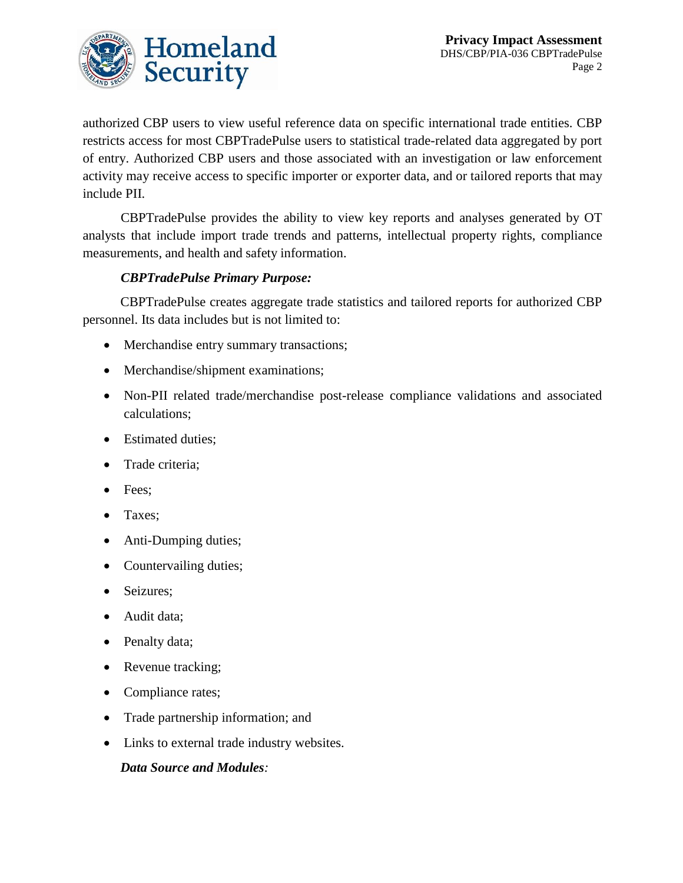authorized CBP users to view useful reference data on specific international trade entities. CBP restricts access for most CBPTradePulse users to statistical trade-related data aggregated by port of entry. Authorized CBP users and those associated with an investigation or law enforcement activity may receive access to specific importer or exporter data, and or tailored reports that may include PII.

CBPTradePulse provides the ability to view key reports and analyses generated by OT analysts that include import trade trends and patterns, intellectual property rights, compliance measurements, and health and safety information.

***CBPTradePulse Primary Purpose:***

CBPTradePulse creates aggregate trade statistics and tailored reports for authorized CBP personnel. Its data includes but is not limited to:

- Merchandise entry summary transactions;
- Merchandise/shipment examinations;
- Non-PII related trade/merchandise post-release compliance validations and associated calculations;
- Estimated duties;
- Trade criteria;
- Fees;
- Taxes;
- Anti-Dumping duties;
- Countervailing duties;
- Seizures;
- Audit data;
- Penalty data;
- Revenue tracking;
- Compliance rates;
- Trade partnership information; and
- Links to external trade industry websites.

***Data Source and Modules:***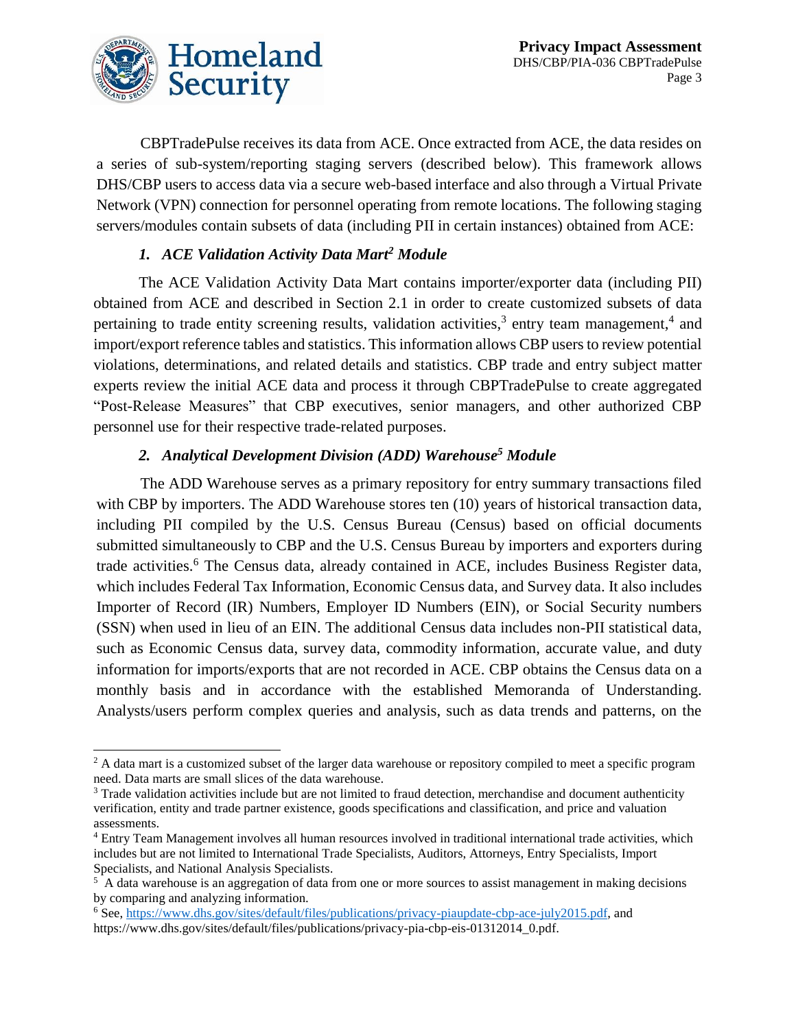CBPTradePulse receives its data from ACE. Once extracted from ACE, the data resides on a series of sub-system/reporting staging servers (described below). This framework allows DHS/CBP users to access data via a secure web-based interface and also through a Virtual Private Network (VPN) connection for personnel operating from remote locations. The following staging servers/modules contain subsets of data (including PII in certain instances) obtained from ACE:

### *1. ACE Validation Activity Data Mart[2] Module*

The ACE Validation Activity Data Mart contains importer/exporter data (including PII) obtained from ACE and described in Section 2.1 in order to create customized subsets of data pertaining to trade entity screening results, validation activities,[3] entry team management,[4] and import/export reference tables and statistics. This information allows CBP users to review potential violations, determinations, and related details and statistics. CBP trade and entry subject matter experts review the initial ACE data and process it through CBPTradePulse to create aggregated "Post-Release Measures" that CBP executives, senior managers, and other authorized CBP personnel use for their respective trade-related purposes.

### *2. Analytical Development Division (ADD) Warehouse[5] Module*

The ADD Warehouse serves as a primary repository for entry summary transactions filed with CBP by importers. The ADD Warehouse stores ten (10) years of historical transaction data, including PII compiled by the U.S. Census Bureau (Census) based on official documents submitted simultaneously to CBP and the U.S. Census Bureau by importers and exporters during trade activities.[6] The Census data, already contained in ACE, includes Business Register data, which includes Federal Tax Information, Economic Census data, and Survey data. It also includes Importer of Record (IR) Numbers, Employer ID Numbers (EIN), or Social Security numbers (SSN) when used in lieu of an EIN. The additional Census data includes non-PII statistical data, such as Economic Census data, survey data, commodity information, accurate value, and duty information for imports/exports that are not recorded in ACE. CBP obtains the Census data on a monthly basis and in accordance with the established Memoranda of Understanding. Analysts/users perform complex queries and analysis, such as data trends and patterns, on the

---

[2] A data mart is a customized subset of the larger data warehouse or repository compiled to meet a specific program need. Data marts are small slices of the data warehouse.

[3] Trade validation activities include but are not limited to fraud detection, merchandise and document authenticity verification, entity and trade partner existence, goods specifications and classification, and price and valuation assessments.

[4] Entry Team Management involves all human resources involved in traditional international trade activities, which includes but are not limited to International Trade Specialists, Auditors, Attorneys, Entry Specialists, Import Specialists, and National Analysis Specialists.

[5] A data warehouse is an aggregation of data from one or more sources to assist management in making decisions by comparing and analyzing information.

[6] See, https://www.dhs.gov/sites/default/files/publications/privacy-piaupdate-cbp-ace-july2015.pdf, and https://www.dhs.gov/sites/default/files/publications/privacy-pia-cbp-eis-01312014_0.pdf.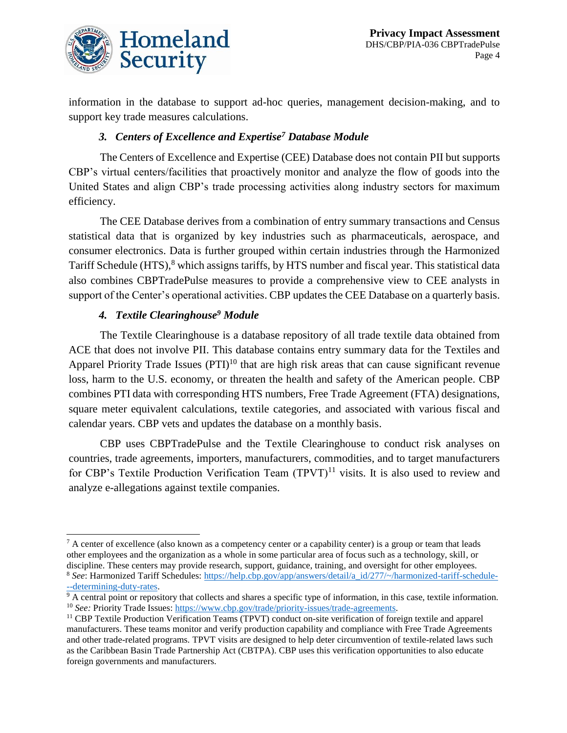information in the database to support ad-hoc queries, management decision-making, and to support key trade measures calculations.

### *3. Centers of Excellence and Expertise[7] Database Module*

The Centers of Excellence and Expertise (CEE) Database does not contain PII but supports CBP's virtual centers/facilities that proactively monitor and analyze the flow of goods into the United States and align CBP's trade processing activities along industry sectors for maximum efficiency.

The CEE Database derives from a combination of entry summary transactions and Census statistical data that is organized by key industries such as pharmaceuticals, aerospace, and consumer electronics. Data is further grouped within certain industries through the Harmonized Tariff Schedule (HTS),[8] which assigns tariffs, by HTS number and fiscal year. This statistical data also combines CBPTradePulse measures to provide a comprehensive view to CEE analysts in support of the Center's operational activities. CBP updates the CEE Database on a quarterly basis.

### *4. Textile Clearinghouse[9] Module*

The Textile Clearinghouse is a database repository of all trade textile data obtained from ACE that does not involve PII. This database contains entry summary data for the Textiles and Apparel Priority Trade Issues (PTI)[10] that are high risk areas that can cause significant revenue loss, harm to the U.S. economy, or threaten the health and safety of the American people. CBP combines PTI data with corresponding HTS numbers, Free Trade Agreement (FTA) designations, square meter equivalent calculations, textile categories, and associated with various fiscal and calendar years. CBP vets and updates the database on a monthly basis.

CBP uses CBPTradePulse and the Textile Clearinghouse to conduct risk analyses on countries, trade agreements, importers, manufacturers, commodities, and to target manufacturers for CBP's Textile Production Verification Team (TPVT)[11] visits. It is also used to review and analyze e-allegations against textile companies.

---

[7] A center of excellence (also known as a competency center or a capability center) is a group or team that leads other employees and the organization as a whole in some particular area of focus such as a technology, skill, or discipline. These centers may provide research, support, guidance, training, and oversight for other employees.

[8] *See*: Harmonized Tariff Schedules: https://help.cbp.gov/app/answers/detail/a_id/277/~/harmonized-tariff-schedule---determining-duty-rates.

[9] A central point or repository that collects and shares a specific type of information, in this case, textile information.

[10] *See:* Priority Trade Issues: https://www.cbp.gov/trade/priority-issues/trade-agreements.

[11] CBP Textile Production Verification Teams (TPVT) conduct on-site verification of foreign textile and apparel manufacturers. These teams monitor and verify production capability and compliance with Free Trade Agreements and other trade-related programs. TPVT visits are designed to help deter circumvention of textile-related laws such as the Caribbean Basin Trade Partnership Act (CBTPA). CBP uses this verification opportunities to also educate foreign governments and manufacturers.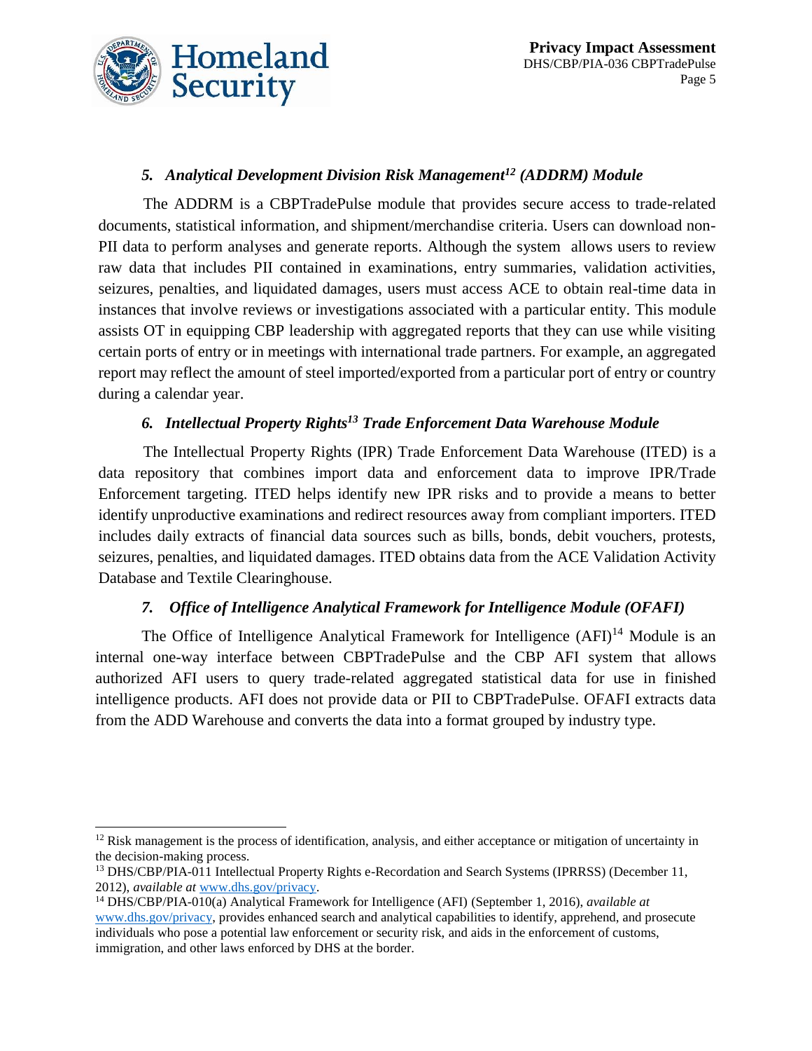### *5. Analytical Development Division Risk Management[12] (ADDRM) Module*

The ADDRM is a CBPTradePulse module that provides secure access to trade-related documents, statistical information, and shipment/merchandise criteria. Users can download non-PII data to perform analyses and generate reports. Although the system allows users to review raw data that includes PII contained in examinations, entry summaries, validation activities, seizures, penalties, and liquidated damages, users must access ACE to obtain real-time data in instances that involve reviews or investigations associated with a particular entity. This module assists OT in equipping CBP leadership with aggregated reports that they can use while visiting certain ports of entry or in meetings with international trade partners. For example, an aggregated report may reflect the amount of steel imported/exported from a particular port of entry or country during a calendar year.

### *6. Intellectual Property Rights[13] Trade Enforcement Data Warehouse Module*

The Intellectual Property Rights (IPR) Trade Enforcement Data Warehouse (ITED) is a data repository that combines import data and enforcement data to improve IPR/Trade Enforcement targeting. ITED helps identify new IPR risks and to provide a means to better identify unproductive examinations and redirect resources away from compliant importers. ITED includes daily extracts of financial data sources such as bills, bonds, debit vouchers, protests, seizures, penalties, and liquidated damages. ITED obtains data from the ACE Validation Activity Database and Textile Clearinghouse.

### *7. Office of Intelligence Analytical Framework for Intelligence Module (OFAFI)*

The Office of Intelligence Analytical Framework for Intelligence (AFI)[14] Module is an internal one-way interface between CBPTradePulse and the CBP AFI system that allows authorized AFI users to query trade-related aggregated statistical data for use in finished intelligence products. AFI does not provide data or PII to CBPTradePulse. OFAFI extracts data from the ADD Warehouse and converts the data into a format grouped by industry type.

---

[12] Risk management is the process of identification, analysis, and either acceptance or mitigation of uncertainty in the decision-making process.

[13] DHS/CBP/PIA-011 Intellectual Property Rights e-Recordation and Search Systems (IPRRSS) (December 11, 2012), *available at* www.dhs.gov/privacy.

[14] DHS/CBP/PIA-010(a) Analytical Framework for Intelligence (AFI) (September 1, 2016), *available at* www.dhs.gov/privacy, provides enhanced search and analytical capabilities to identify, apprehend, and prosecute individuals who pose a potential law enforcement or security risk, and aids in the enforcement of customs, immigration, and other laws enforced by DHS at the border.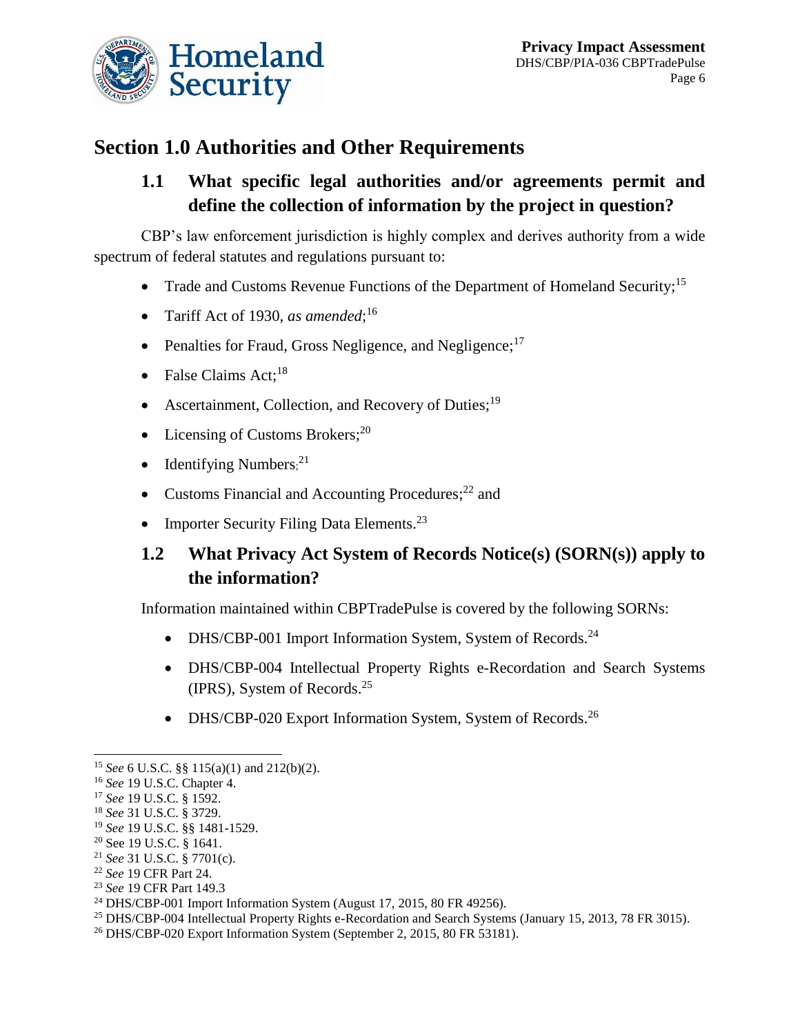## Section 1.0 Authorities and Other Requirements

### 1.1 What specific legal authorities and/or agreements permit and define the collection of information by the project in question?

CBP's law enforcement jurisdiction is highly complex and derives authority from a wide spectrum of federal statutes and regulations pursuant to:

- Trade and Customs Revenue Functions of the Department of Homeland Security;[15]
- Tariff Act of 1930, *as amended*;[16]
- Penalties for Fraud, Gross Negligence, and Negligence;[17]
- False Claims Act;[18]
- Ascertainment, Collection, and Recovery of Duties;[19]
- Licensing of Customs Brokers;[20]
- Identifying Numbers;[21]
- Customs Financial and Accounting Procedures;[22] and
- Importer Security Filing Data Elements.[23]

### 1.2 What Privacy Act System of Records Notice(s) (SORN(s)) apply to the information?

Information maintained within CBPTradePulse is covered by the following SORNs:

- DHS/CBP-001 Import Information System, System of Records.[24]
- DHS/CBP-004 Intellectual Property Rights e-Recordation and Search Systems (IPRS), System of Records.[25]
- DHS/CBP-020 Export Information System, System of Records.[26]

---

[15] *See* 6 U.S.C. §§ 115(a)(1) and 212(b)(2).

[16] *See* 19 U.S.C. Chapter 4.

[17] *See* 19 U.S.C. § 1592.

[18] *See* 31 U.S.C. § 3729.

[19] *See* 19 U.S.C. §§ 1481-1529.

[20] See 19 U.S.C. § 1641.

[21] *See* 31 U.S.C. § 7701(c).

[22] *See* 19 CFR Part 24.

[23] *See* 19 CFR Part 149.3

[24] DHS/CBP-001 Import Information System (August 17, 2015, 80 FR 49256).

[25] DHS/CBP-004 Intellectual Property Rights e-Recordation and Search Systems (January 15, 2013, 78 FR 3015).

[26] DHS/CBP-020 Export Information System (September 2, 2015, 80 FR 53181).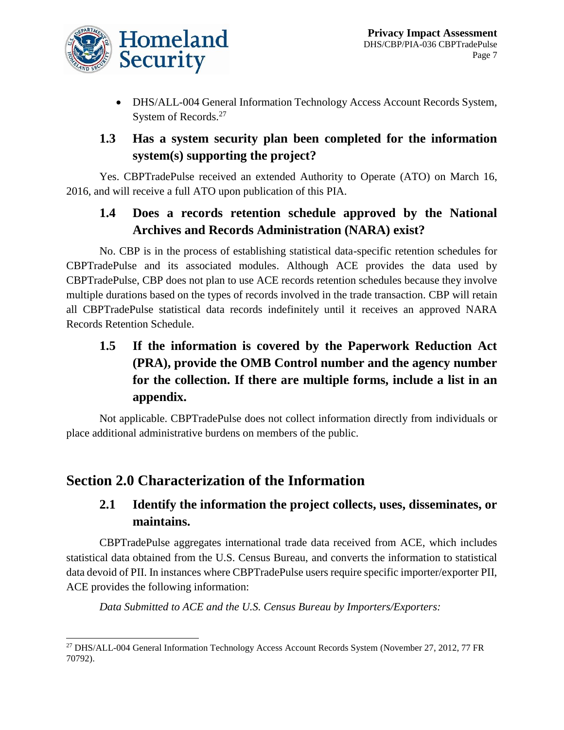- DHS/ALL-004 General Information Technology Access Account Records System, System of Records.[27]

### 1.3 Has a system security plan been completed for the information system(s) supporting the project?

Yes. CBPTradePulse received an extended Authority to Operate (ATO) on March 16, 2016, and will receive a full ATO upon publication of this PIA.

### 1.4 Does a records retention schedule approved by the National Archives and Records Administration (NARA) exist?

No. CBP is in the process of establishing statistical data-specific retention schedules for CBPTradePulse and its associated modules. Although ACE provides the data used by CBPTradePulse, CBP does not plan to use ACE records retention schedules because they involve multiple durations based on the types of records involved in the trade transaction. CBP will retain all CBPTradePulse statistical data records indefinitely until it receives an approved NARA Records Retention Schedule.

### 1.5 If the information is covered by the Paperwork Reduction Act (PRA), provide the OMB Control number and the agency number for the collection. If there are multiple forms, include a list in an appendix.

Not applicable. CBPTradePulse does not collect information directly from individuals or place additional administrative burdens on members of the public.

## Section 2.0 Characterization of the Information

### 2.1 Identify the information the project collects, uses, disseminates, or maintains.

CBPTradePulse aggregates international trade data received from ACE, which includes statistical data obtained from the U.S. Census Bureau, and converts the information to statistical data devoid of PII. In instances where CBPTradePulse users require specific importer/exporter PII, ACE provides the following information:

*Data Submitted to ACE and the U.S. Census Bureau by Importers/Exporters:*

---

[27] DHS/ALL-004 General Information Technology Access Account Records System (November 27, 2012, 77 FR 70792).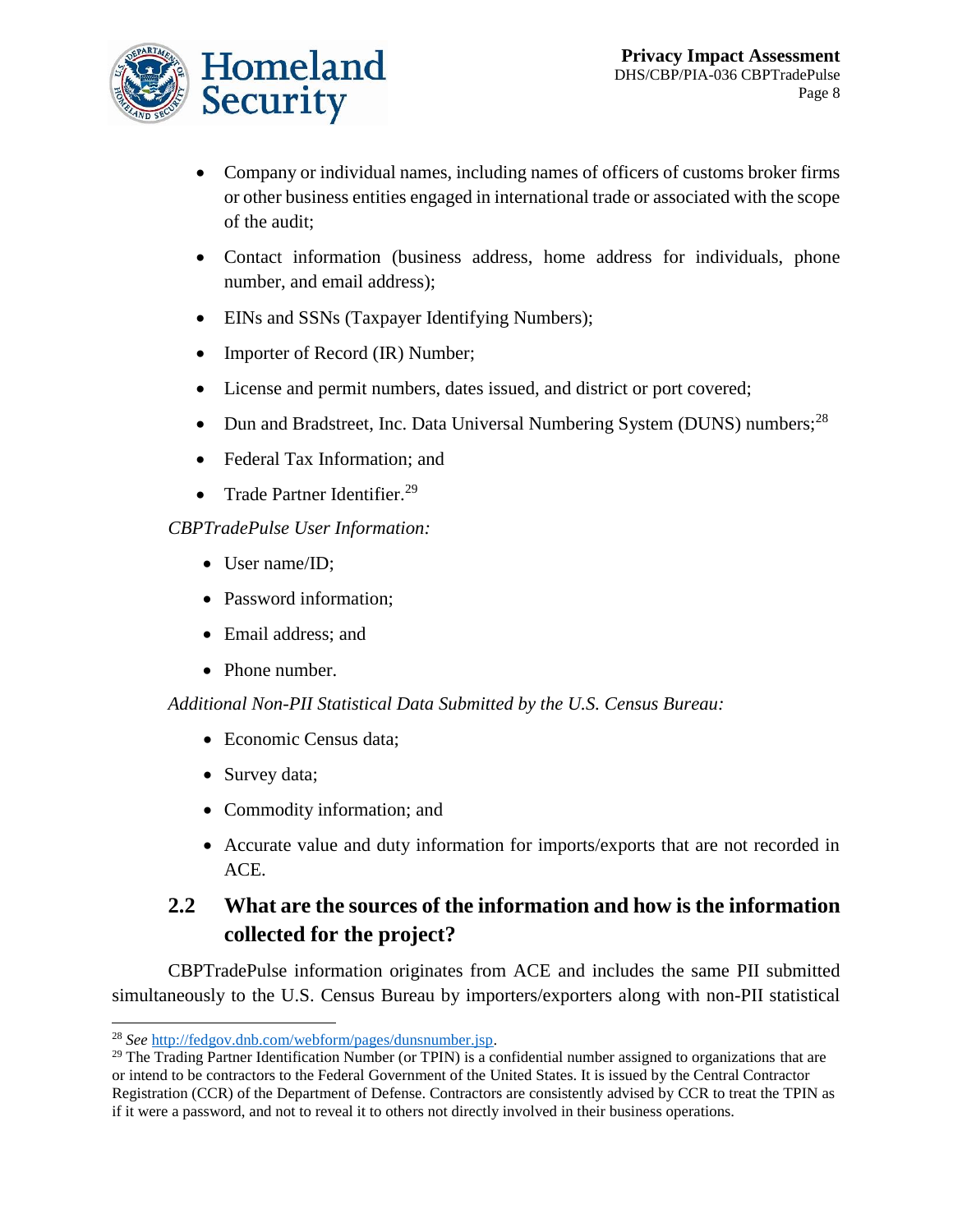- Company or individual names, including names of officers of customs broker firms or other business entities engaged in international trade or associated with the scope of the audit;
- Contact information (business address, home address for individuals, phone number, and email address);
- EINs and SSNs (Taxpayer Identifying Numbers);
- Importer of Record (IR) Number;
- License and permit numbers, dates issued, and district or port covered;
- Dun and Bradstreet, Inc. Data Universal Numbering System (DUNS) numbers;[28]
- Federal Tax Information; and
- Trade Partner Identifier.[29]

*CBPTradePulse User Information:*

- User name/ID;
- Password information;
- Email address; and
- Phone number.

*Additional Non-PII Statistical Data Submitted by the U.S. Census Bureau:*

- Economic Census data;
- Survey data;
- Commodity information; and
- Accurate value and duty information for imports/exports that are not recorded in ACE.

## 2.2 What are the sources of the information and how is the information collected for the project?

CBPTradePulse information originates from ACE and includes the same PII submitted simultaneously to the U.S. Census Bureau by importers/exporters along with non-PII statistical

---

[28] *See* [http://fedgov.dnb.com/webform/pages/dunsnumber.jsp](http://fedgov.dnb.com/webform/pages/dunsnumber.jsp).

[29] The Trading Partner Identification Number (or TPIN) is a confidential number assigned to organizations that are or intend to be contractors to the Federal Government of the United States. It is issued by the Central Contractor Registration (CCR) of the Department of Defense. Contractors are consistently advised by CCR to treat the TPIN as if it were a password, and not to reveal it to others not directly involved in their business operations.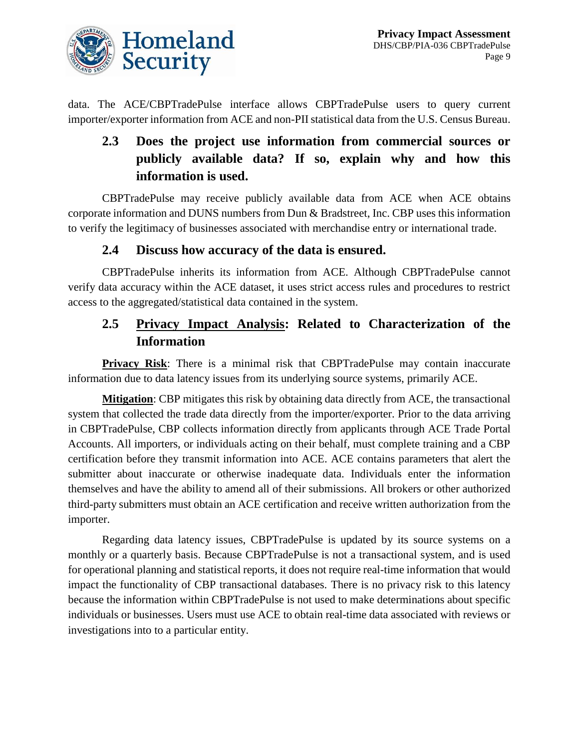data. The ACE/CBPTradePulse interface allows CBPTradePulse users to query current importer/exporter information from ACE and non-PII statistical data from the U.S. Census Bureau.

## 2.3 Does the project use information from commercial sources or publicly available data? If so, explain why and how this information is used.

CBPTradePulse may receive publicly available data from ACE when ACE obtains corporate information and DUNS numbers from Dun & Bradstreet, Inc. CBP uses this information to verify the legitimacy of businesses associated with merchandise entry or international trade.

## 2.4 Discuss how accuracy of the data is ensured.

CBPTradePulse inherits its information from ACE. Although CBPTradePulse cannot verify data accuracy within the ACE dataset, it uses strict access rules and procedures to restrict access to the aggregated/statistical data contained in the system.

## 2.5 Privacy Impact Analysis: Related to Characterization of the Information

**Privacy Risk**: There is a minimal risk that CBPTradePulse may contain inaccurate information due to data latency issues from its underlying source systems, primarily ACE.

**Mitigation**: CBP mitigates this risk by obtaining data directly from ACE, the transactional system that collected the trade data directly from the importer/exporter. Prior to the data arriving in CBPTradePulse, CBP collects information directly from applicants through ACE Trade Portal Accounts. All importers, or individuals acting on their behalf, must complete training and a CBP certification before they transmit information into ACE. ACE contains parameters that alert the submitter about inaccurate or otherwise inadequate data. Individuals enter the information themselves and have the ability to amend all of their submissions. All brokers or other authorized third-party submitters must obtain an ACE certification and receive written authorization from the importer.

Regarding data latency issues, CBPTradePulse is updated by its source systems on a monthly or a quarterly basis. Because CBPTradePulse is not a transactional system, and is used for operational planning and statistical reports, it does not require real-time information that would impact the functionality of CBP transactional databases. There is no privacy risk to this latency because the information within CBPTradePulse is not used to make determinations about specific individuals or businesses. Users must use ACE to obtain real-time data associated with reviews or investigations into to a particular entity.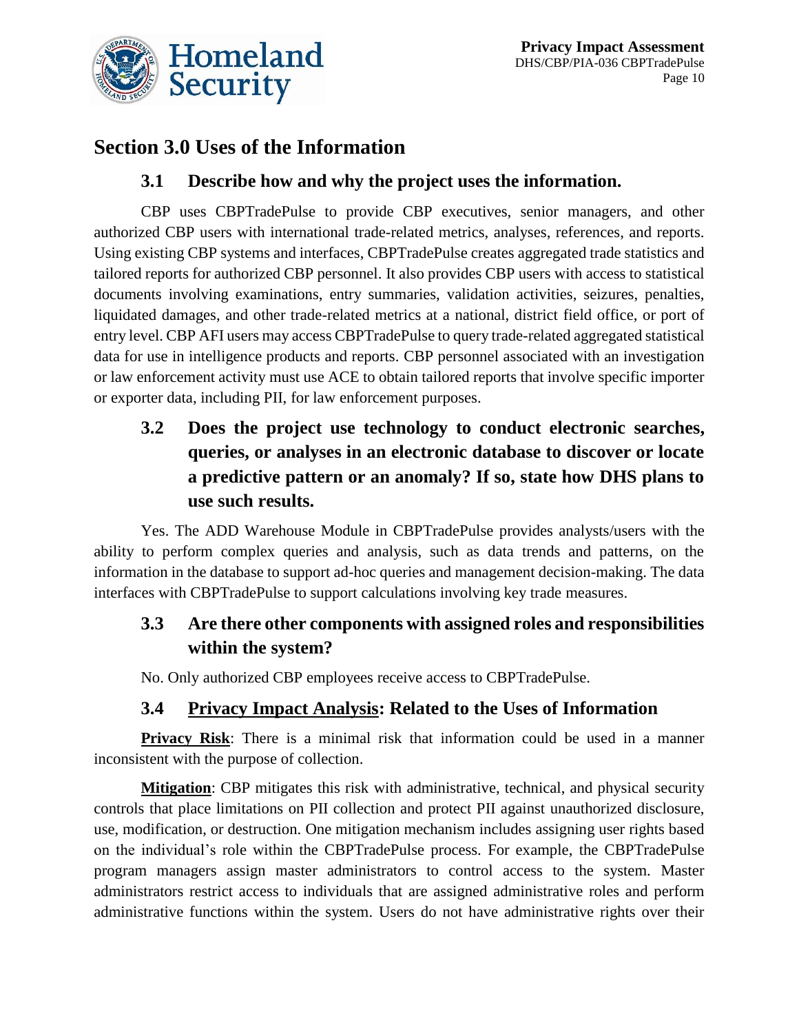## Section 3.0 Uses of the Information

### 3.1 Describe how and why the project uses the information.

CBP uses CBPTradePulse to provide CBP executives, senior managers, and other authorized CBP users with international trade-related metrics, analyses, references, and reports. Using existing CBP systems and interfaces, CBPTradePulse creates aggregated trade statistics and tailored reports for authorized CBP personnel. It also provides CBP users with access to statistical documents involving examinations, entry summaries, validation activities, seizures, penalties, liquidated damages, and other trade-related metrics at a national, district field office, or port of entry level. CBP AFI users may access CBPTradePulse to query trade-related aggregated statistical data for use in intelligence products and reports. CBP personnel associated with an investigation or law enforcement activity must use ACE to obtain tailored reports that involve specific importer or exporter data, including PII, for law enforcement purposes.

### 3.2 Does the project use technology to conduct electronic searches, queries, or analyses in an electronic database to discover or locate a predictive pattern or an anomaly? If so, state how DHS plans to use such results.

Yes. The ADD Warehouse Module in CBPTradePulse provides analysts/users with the ability to perform complex queries and analysis, such as data trends and patterns, on the information in the database to support ad-hoc queries and management decision-making. The data interfaces with CBPTradePulse to support calculations involving key trade measures.

### 3.3 Are there other components with assigned roles and responsibilities within the system?

No. Only authorized CBP employees receive access to CBPTradePulse.

### 3.4 Privacy Impact Analysis: Related to the Uses of Information

**Privacy Risk**: There is a minimal risk that information could be used in a manner inconsistent with the purpose of collection.

**Mitigation**: CBP mitigates this risk with administrative, technical, and physical security controls that place limitations on PII collection and protect PII against unauthorized disclosure, use, modification, or destruction. One mitigation mechanism includes assigning user rights based on the individual's role within the CBPTradePulse process. For example, the CBPTradePulse program managers assign master administrators to control access to the system. Master administrators restrict access to individuals that are assigned administrative roles and perform administrative functions within the system. Users do not have administrative rights over their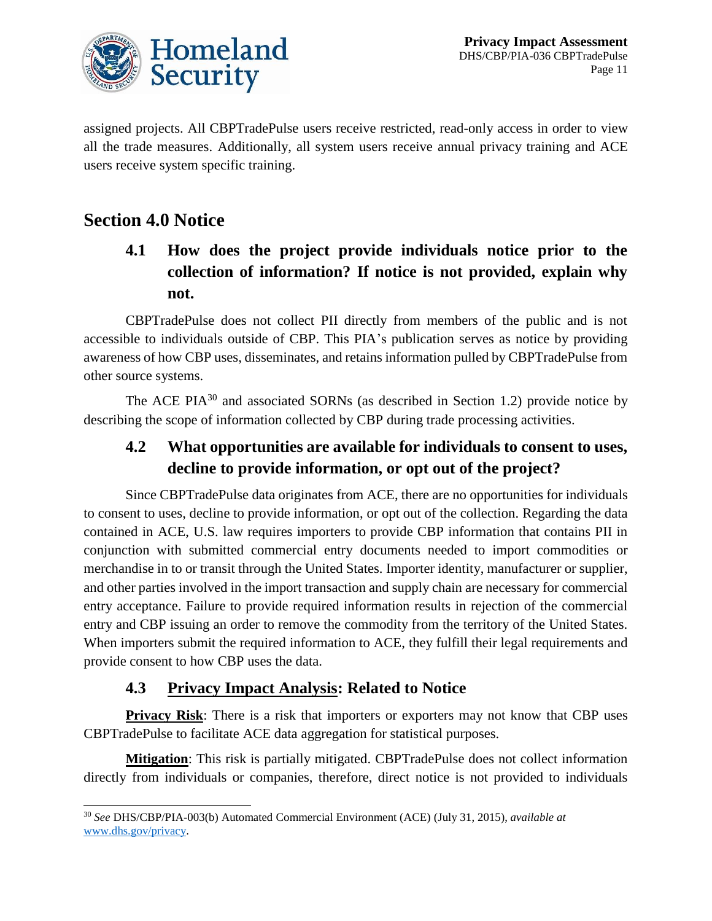assigned projects. All CBPTradePulse users receive restricted, read-only access in order to view all the trade measures. Additionally, all system users receive annual privacy training and ACE users receive system specific training.

## Section 4.0 Notice

### 4.1 How does the project provide individuals notice prior to the collection of information? If notice is not provided, explain why not.

CBPTradePulse does not collect PII directly from members of the public and is not accessible to individuals outside of CBP. This PIA's publication serves as notice by providing awareness of how CBP uses, disseminates, and retains information pulled by CBPTradePulse from other source systems.

The ACE PIA[30] and associated SORNs (as described in Section 1.2) provide notice by describing the scope of information collected by CBP during trade processing activities.

### 4.2 What opportunities are available for individuals to consent to uses, decline to provide information, or opt out of the project?

Since CBPTradePulse data originates from ACE, there are no opportunities for individuals to consent to uses, decline to provide information, or opt out of the collection. Regarding the data contained in ACE, U.S. law requires importers to provide CBP information that contains PII in conjunction with submitted commercial entry documents needed to import commodities or merchandise in to or transit through the United States. Importer identity, manufacturer or supplier, and other parties involved in the import transaction and supply chain are necessary for commercial entry acceptance. Failure to provide required information results in rejection of the commercial entry and CBP issuing an order to remove the commodity from the territory of the United States. When importers submit the required information to ACE, they fulfill their legal requirements and provide consent to how CBP uses the data.

### 4.3 Privacy Impact Analysis: Related to Notice

**Privacy Risk**: There is a risk that importers or exporters may not know that CBP uses CBPTradePulse to facilitate ACE data aggregation for statistical purposes.

**Mitigation**: This risk is partially mitigated. CBPTradePulse does not collect information directly from individuals or companies, therefore, direct notice is not provided to individuals

[30] *See* DHS/CBP/PIA-003(b) Automated Commercial Environment (ACE) (July 31, 2015), *available at* www.dhs.gov/privacy.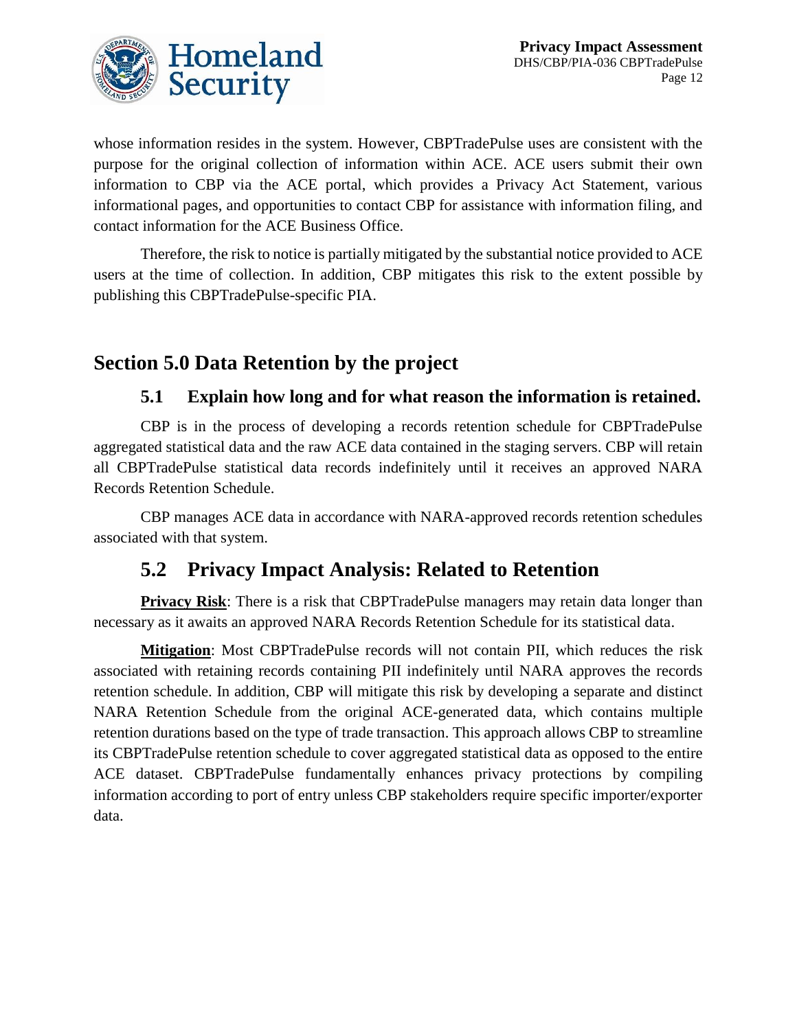whose information resides in the system. However, CBPTradePulse uses are consistent with the purpose for the original collection of information within ACE. ACE users submit their own information to CBP via the ACE portal, which provides a Privacy Act Statement, various informational pages, and opportunities to contact CBP for assistance with information filing, and contact information for the ACE Business Office.

Therefore, the risk to notice is partially mitigated by the substantial notice provided to ACE users at the time of collection. In addition, CBP mitigates this risk to the extent possible by publishing this CBPTradePulse-specific PIA.

## Section 5.0 Data Retention by the project

### 5.1 Explain how long and for what reason the information is retained.

CBP is in the process of developing a records retention schedule for CBPTradePulse aggregated statistical data and the raw ACE data contained in the staging servers. CBP will retain all CBPTradePulse statistical data records indefinitely until it receives an approved NARA Records Retention Schedule.

CBP manages ACE data in accordance with NARA-approved records retention schedules associated with that system.

### 5.2 Privacy Impact Analysis: Related to Retention

**Privacy Risk**: There is a risk that CBPTradePulse managers may retain data longer than necessary as it awaits an approved NARA Records Retention Schedule for its statistical data.

**Mitigation**: Most CBPTradePulse records will not contain PII, which reduces the risk associated with retaining records containing PII indefinitely until NARA approves the records retention schedule. In addition, CBP will mitigate this risk by developing a separate and distinct NARA Retention Schedule from the original ACE-generated data, which contains multiple retention durations based on the type of trade transaction. This approach allows CBP to streamline its CBPTradePulse retention schedule to cover aggregated statistical data as opposed to the entire ACE dataset. CBPTradePulse fundamentally enhances privacy protections by compiling information according to port of entry unless CBP stakeholders require specific importer/exporter data.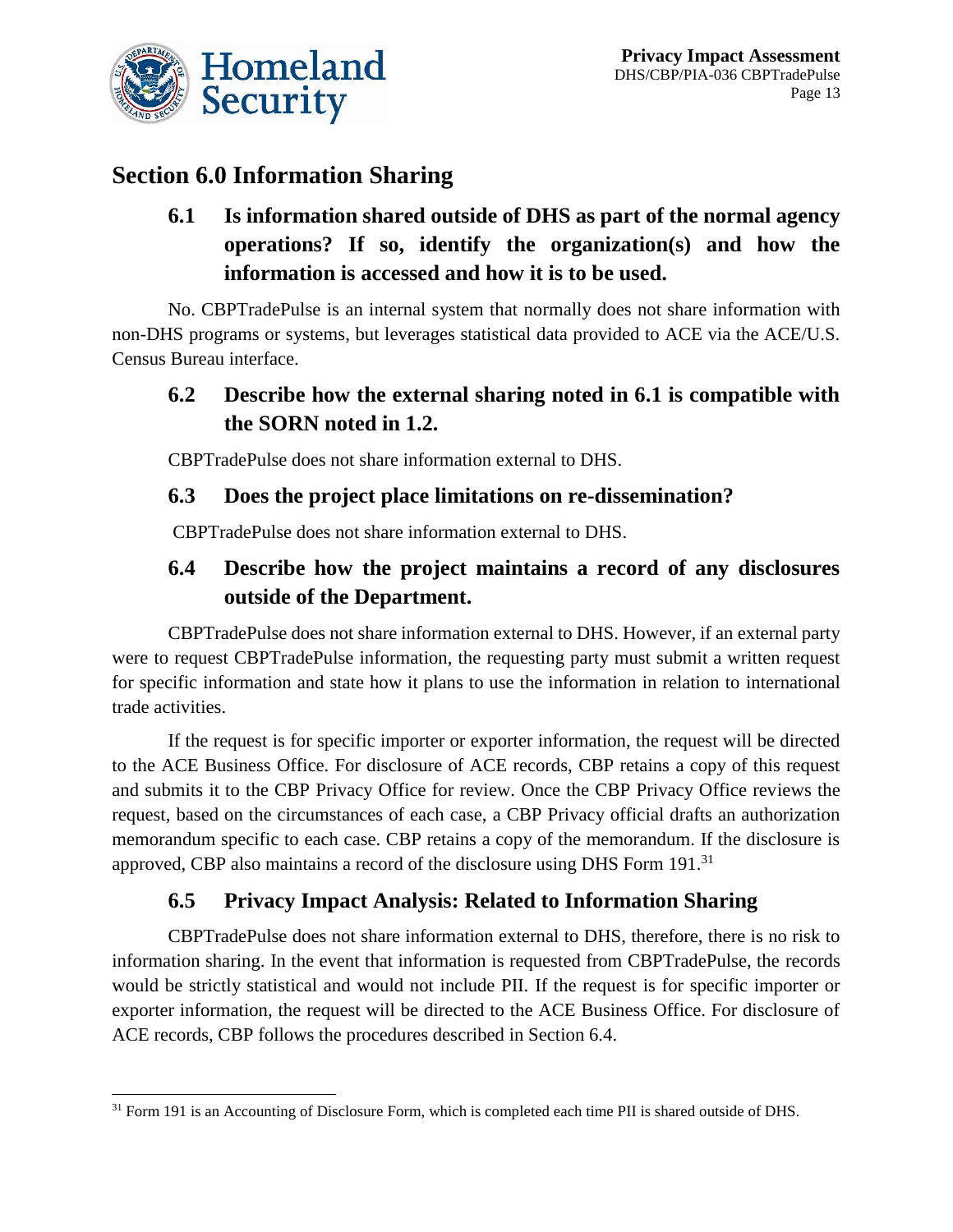## Section 6.0 Information Sharing

### 6.1 Is information shared outside of DHS as part of the normal agency operations? If so, identify the organization(s) and how the information is accessed and how it is to be used.

No. CBPTradePulse is an internal system that normally does not share information with non-DHS programs or systems, but leverages statistical data provided to ACE via the ACE/U.S. Census Bureau interface.

### 6.2 Describe how the external sharing noted in 6.1 is compatible with the SORN noted in 1.2.

CBPTradePulse does not share information external to DHS.

### 6.3 Does the project place limitations on re-dissemination?

CBPTradePulse does not share information external to DHS.

### 6.4 Describe how the project maintains a record of any disclosures outside of the Department.

CBPTradePulse does not share information external to DHS. However, if an external party were to request CBPTradePulse information, the requesting party must submit a written request for specific information and state how it plans to use the information in relation to international trade activities.

If the request is for specific importer or exporter information, the request will be directed to the ACE Business Office. For disclosure of ACE records, CBP retains a copy of this request and submits it to the CBP Privacy Office for review. Once the CBP Privacy Office reviews the request, based on the circumstances of each case, a CBP Privacy official drafts an authorization memorandum specific to each case. CBP retains a copy of the memorandum. If the disclosure is approved, CBP also maintains a record of the disclosure using DHS Form 191.[31]

### 6.5 Privacy Impact Analysis: Related to Information Sharing

CBPTradePulse does not share information external to DHS, therefore, there is no risk to information sharing. In the event that information is requested from CBPTradePulse, the records would be strictly statistical and would not include PII. If the request is for specific importer or exporter information, the request will be directed to the ACE Business Office. For disclosure of ACE records, CBP follows the procedures described in Section 6.4.

---

[31] Form 191 is an Accounting of Disclosure Form, which is completed each time PII is shared outside of DHS.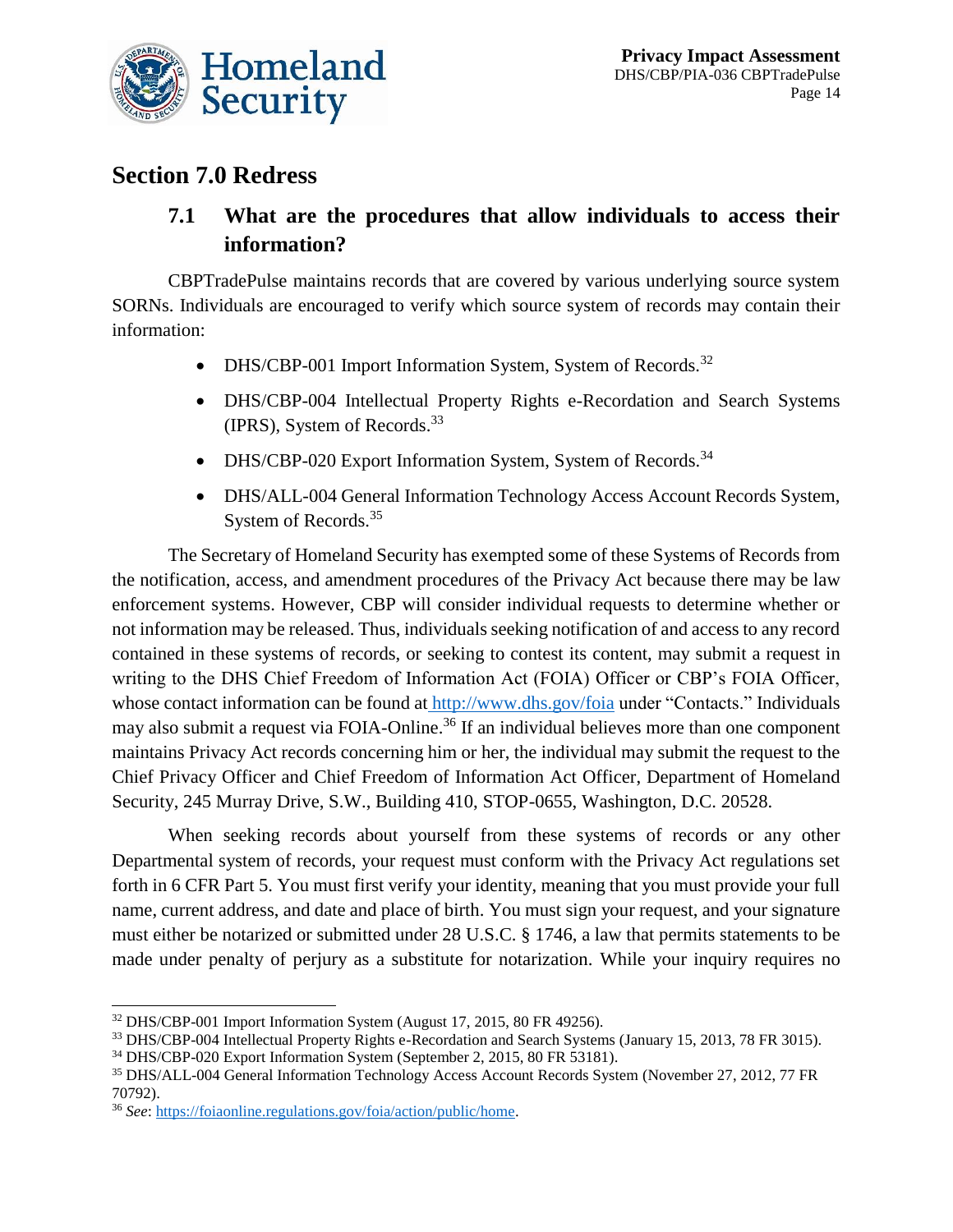## Section 7.0 Redress

### 7.1 What are the procedures that allow individuals to access their information?

CBPTradePulse maintains records that are covered by various underlying source system SORNs. Individuals are encouraged to verify which source system of records may contain their information:

- DHS/CBP-001 Import Information System, System of Records.[32]
- DHS/CBP-004 Intellectual Property Rights e-Recordation and Search Systems (IPRS), System of Records.[33]
- DHS/CBP-020 Export Information System, System of Records.[34]
- DHS/ALL-004 General Information Technology Access Account Records System, System of Records.[35]

The Secretary of Homeland Security has exempted some of these Systems of Records from the notification, access, and amendment procedures of the Privacy Act because there may be law enforcement systems. However, CBP will consider individual requests to determine whether or not information may be released. Thus, individuals seeking notification of and access to any record contained in these systems of records, or seeking to contest its content, may submit a request in writing to the DHS Chief Freedom of Information Act (FOIA) Officer or CBP's FOIA Officer, whose contact information can be found at http://www.dhs.gov/foia under "Contacts." Individuals may also submit a request via FOIA-Online.[36] If an individual believes more than one component maintains Privacy Act records concerning him or her, the individual may submit the request to the Chief Privacy Officer and Chief Freedom of Information Act Officer, Department of Homeland Security, 245 Murray Drive, S.W., Building 410, STOP-0655, Washington, D.C. 20528.

When seeking records about yourself from these systems of records or any other Departmental system of records, your request must conform with the Privacy Act regulations set forth in 6 CFR Part 5. You must first verify your identity, meaning that you must provide your full name, current address, and date and place of birth. You must sign your request, and your signature must either be notarized or submitted under 28 U.S.C. § 1746, a law that permits statements to be made under penalty of perjury as a substitute for notarization. While your inquiry requires no

---

[32] DHS/CBP-001 Import Information System (August 17, 2015, 80 FR 49256).

[33] DHS/CBP-004 Intellectual Property Rights e-Recordation and Search Systems (January 15, 2013, 78 FR 3015).

[34] DHS/CBP-020 Export Information System (September 2, 2015, 80 FR 53181).

[35] DHS/ALL-004 General Information Technology Access Account Records System (November 27, 2012, 77 FR 70792).

[36] *See*: https://foiaonline.regulations.gov/foia/action/public/home.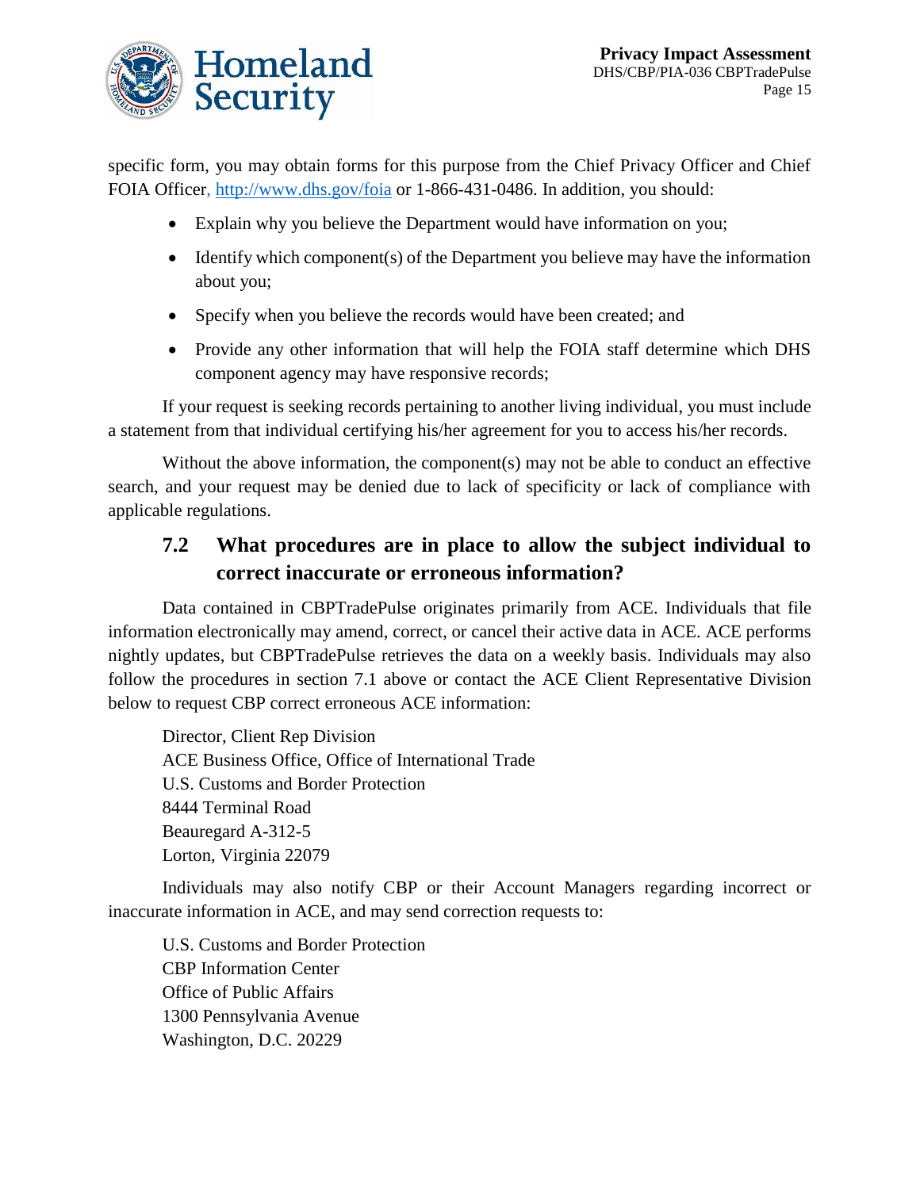specific form, you may obtain forms for this purpose from the Chief Privacy Officer and Chief FOIA Officer, http://www.dhs.gov/foia or 1-866-431-0486. In addition, you should:

- Explain why you believe the Department would have information on you;
- Identify which component(s) of the Department you believe may have the information about you;
- Specify when you believe the records would have been created; and
- Provide any other information that will help the FOIA staff determine which DHS component agency may have responsive records;

If your request is seeking records pertaining to another living individual, you must include a statement from that individual certifying his/her agreement for you to access his/her records.

Without the above information, the component(s) may not be able to conduct an effective search, and your request may be denied due to lack of specificity or lack of compliance with applicable regulations.

## 7.2 What procedures are in place to allow the subject individual to correct inaccurate or erroneous information?

Data contained in CBPTradePulse originates primarily from ACE. Individuals that file information electronically may amend, correct, or cancel their active data in ACE. ACE performs nightly updates, but CBPTradePulse retrieves the data on a weekly basis. Individuals may also follow the procedures in section 7.1 above or contact the ACE Client Representative Division below to request CBP correct erroneous ACE information:

Director, Client Rep Division
ACE Business Office, Office of International Trade
U.S. Customs and Border Protection
8444 Terminal Road
Beauregard A-312-5
Lorton, Virginia 22079

Individuals may also notify CBP or their Account Managers regarding incorrect or inaccurate information in ACE, and may send correction requests to:

U.S. Customs and Border Protection
CBP Information Center
Office of Public Affairs
1300 Pennsylvania Avenue
Washington, D.C. 20229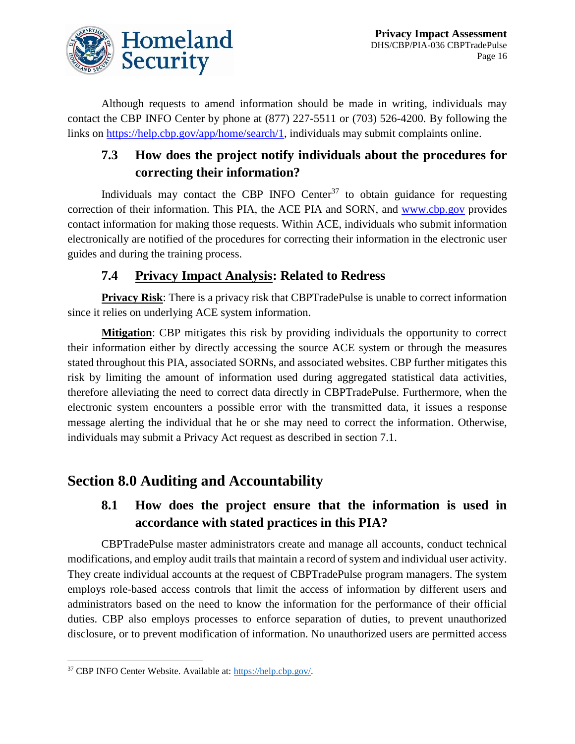Although requests to amend information should be made in writing, individuals may contact the CBP INFO Center by phone at (877) 227-5511 or (703) 526-4200. By following the links on https://help.cbp.gov/app/home/search/1, individuals may submit complaints online.

### 7.3 How does the project notify individuals about the procedures for correcting their information?

Individuals may contact the CBP INFO Center[37] to obtain guidance for requesting correction of their information. This PIA, the ACE PIA and SORN, and www.cbp.gov provides contact information for making those requests. Within ACE, individuals who submit information electronically are notified of the procedures for correcting their information in the electronic user guides and during the training process.

### 7.4 Privacy Impact Analysis: Related to Redress

**Privacy Risk**: There is a privacy risk that CBPTradePulse is unable to correct information since it relies on underlying ACE system information.

**Mitigation**: CBP mitigates this risk by providing individuals the opportunity to correct their information either by directly accessing the source ACE system or through the measures stated throughout this PIA, associated SORNs, and associated websites. CBP further mitigates this risk by limiting the amount of information used during aggregated statistical data activities, therefore alleviating the need to correct data directly in CBPTradePulse. Furthermore, when the electronic system encounters a possible error with the transmitted data, it issues a response message alerting the individual that he or she may need to correct the information. Otherwise, individuals may submit a Privacy Act request as described in section 7.1.

## Section 8.0 Auditing and Accountability

### 8.1 How does the project ensure that the information is used in accordance with stated practices in this PIA?

CBPTradePulse master administrators create and manage all accounts, conduct technical modifications, and employ audit trails that maintain a record of system and individual user activity. They create individual accounts at the request of CBPTradePulse program managers. The system employs role-based access controls that limit the access of information by different users and administrators based on the need to know the information for the performance of their official duties. CBP also employs processes to enforce separation of duties, to prevent unauthorized disclosure, or to prevent modification of information. No unauthorized users are permitted access

---

[37] CBP INFO Center Website. Available at: https://help.cbp.gov/.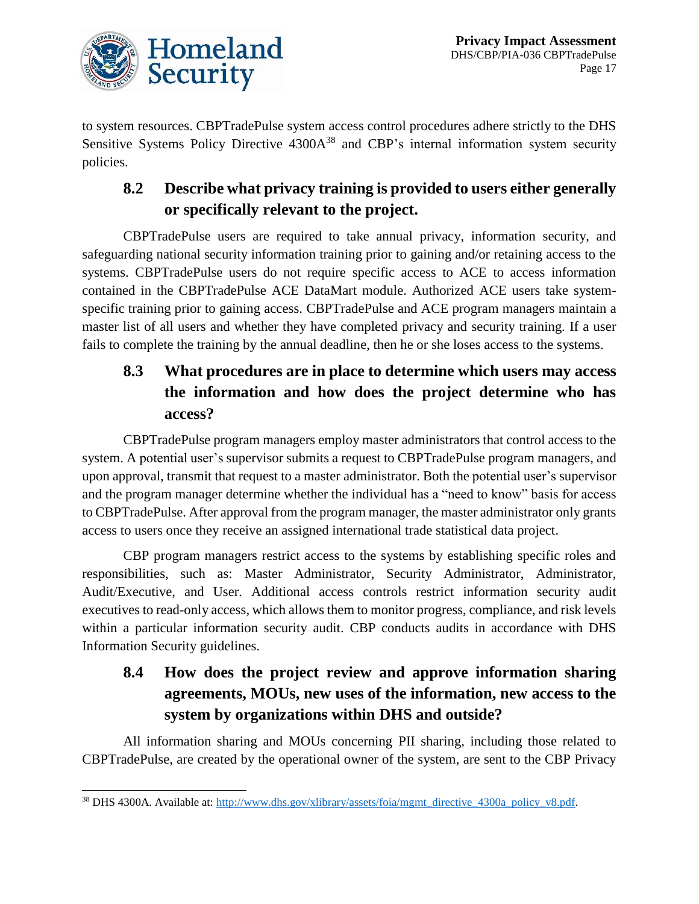to system resources. CBPTradePulse system access control procedures adhere strictly to the DHS Sensitive Systems Policy Directive 4300A[38] and CBP's internal information system security policies.

## 8.2 Describe what privacy training is provided to users either generally or specifically relevant to the project.

CBPTradePulse users are required to take annual privacy, information security, and safeguarding national security information training prior to gaining and/or retaining access to the systems. CBPTradePulse users do not require specific access to ACE to access information contained in the CBPTradePulse ACE DataMart module. Authorized ACE users take system-specific training prior to gaining access. CBPTradePulse and ACE program managers maintain a master list of all users and whether they have completed privacy and security training. If a user fails to complete the training by the annual deadline, then he or she loses access to the systems.

## 8.3 What procedures are in place to determine which users may access the information and how does the project determine who has access?

CBPTradePulse program managers employ master administrators that control access to the system. A potential user's supervisor submits a request to CBPTradePulse program managers, and upon approval, transmit that request to a master administrator. Both the potential user's supervisor and the program manager determine whether the individual has a "need to know" basis for access to CBPTradePulse. After approval from the program manager, the master administrator only grants access to users once they receive an assigned international trade statistical data project.

CBP program managers restrict access to the systems by establishing specific roles and responsibilities, such as: Master Administrator, Security Administrator, Administrator, Audit/Executive, and User. Additional access controls restrict information security audit executives to read-only access, which allows them to monitor progress, compliance, and risk levels within a particular information security audit. CBP conducts audits in accordance with DHS Information Security guidelines.

## 8.4 How does the project review and approve information sharing agreements, MOUs, new uses of the information, new access to the system by organizations within DHS and outside?

All information sharing and MOUs concerning PII sharing, including those related to CBPTradePulse, are created by the operational owner of the system, are sent to the CBP Privacy

---

[38] DHS 4300A. Available at: http://www.dhs.gov/xlibrary/assets/foia/mgmt_directive_4300a_policy_v8.pdf.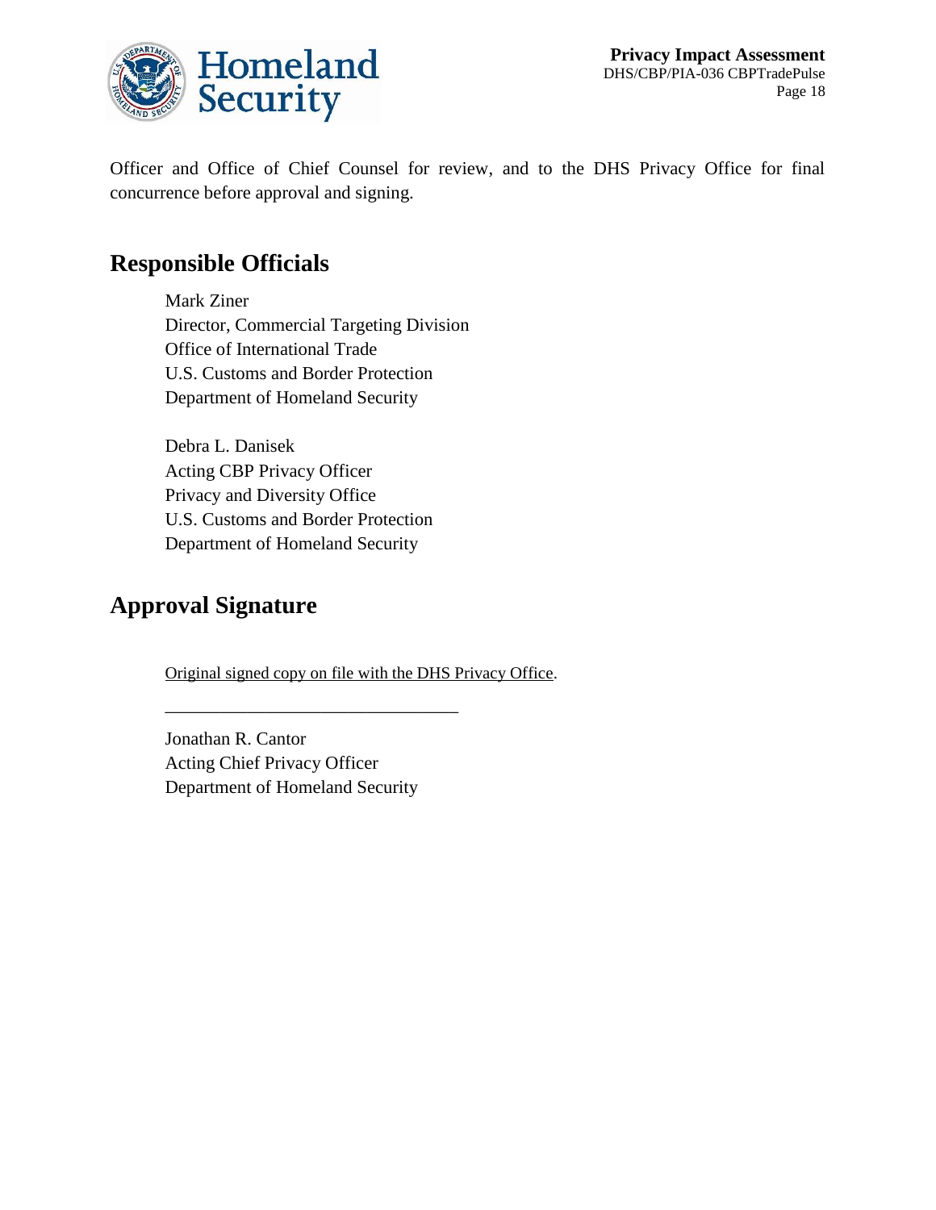Officer and Office of Chief Counsel for review, and to the DHS Privacy Office for final concurrence before approval and signing.

## Responsible Officials

Mark Ziner
Director, Commercial Targeting Division
Office of International Trade
U.S. Customs and Border Protection
Department of Homeland Security

Debra L. Danisek
Acting CBP Privacy Officer
Privacy and Diversity Office
U.S. Customs and Border Protection
Department of Homeland Security

## Approval Signature

Original signed copy on file with the DHS Privacy Office.

________________________________

Jonathan R. Cantor
Acting Chief Privacy Officer
Department of Homeland Security